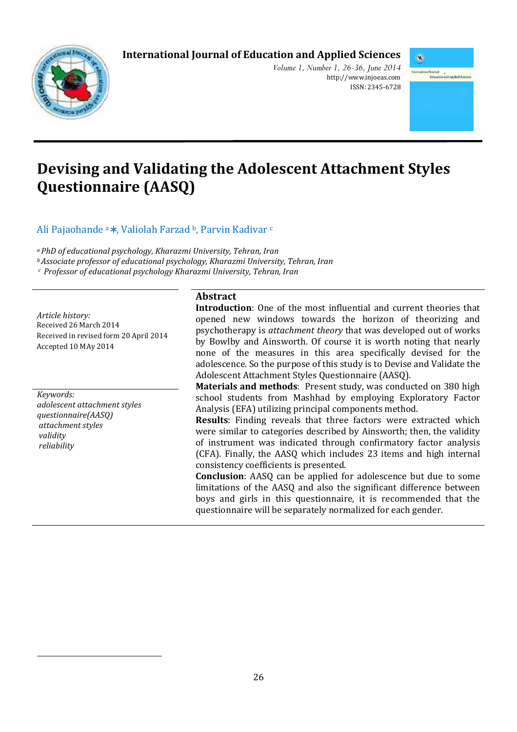International Journal of Education and Applied Sciences

*Volume 1, Number 1, 26-36, June 2014*
http://www.injoeas.com
ISSN: 2345-6728

# Devising and Validating the Adolescent Attachment Styles Questionnaire (AASQ)

Ali Pajaohande [a] ∗, Valiolah Farzad [b], Parvin Kadivar [c]

[a] *PhD of educational psychology, Kharazmi University, Tehran, Iran*
[b] *Associate professor of educational psychology, Kharazmi University, Tehran, Iran*
[c] *Professor of educational psychology Kharazmi University, Tehran, Iran*

*Article history:*
Received 26 March 2014
Received in revised form 20 April 2014
Accepted 10 MAy 2014

*Keywords:*
*adolescent attachment styles questionnaire(AASQ)*
*attachment styles*
*validity*
*reliability*

## Abstract

**Introduction**: One of the most influential and current theories that opened new windows towards the horizon of theorizing and psychotherapy is *attachment theory* that was developed out of works by Bowlby and Ainsworth. Of course it is worth noting that nearly none of the measures in this area specifically devised for the adolescence. So the purpose of this study is to Devise and Validate the Adolescent Attachment Styles Questionnaire (AASQ).

**Materials and methods**: Present study, was conducted on 380 high school students from Mashhad by employing Exploratory Factor Analysis (EFA) utilizing principal components method.

**Results**: Finding reveals that three factors were extracted which were similar to categories described by Ainsworth; then, the validity of instrument was indicated through confirmatory factor analysis (CFA). Finally, the AASQ which includes 23 items and high internal consistency coefficients is presented.

**Conclusion**: AASQ can be applied for adolescence but due to some limitations of the AASQ and also the significant difference between boys and girls in this questionnaire, it is recommended that the questionnaire will be separately normalized for each gender.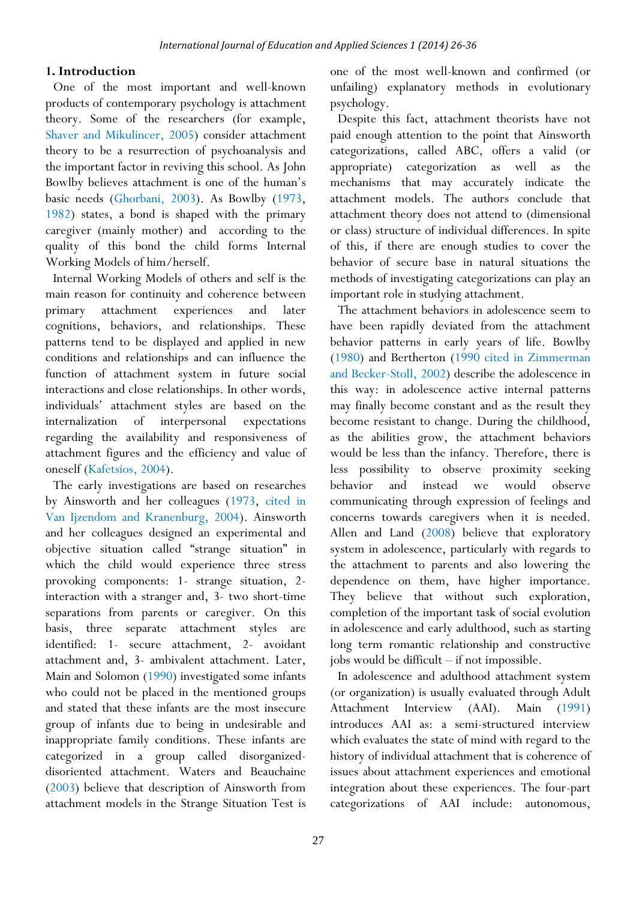## 1. Introduction

One of the most important and well-known products of contemporary psychology is attachment theory. Some of the researchers (for example, Shaver and Mikulincer, 2005) consider attachment theory to be a resurrection of psychoanalysis and the important factor in reviving this school. As John Bowlby believes attachment is one of the human's basic needs (Ghorbani, 2003). As Bowlby (1973, 1982) states, a bond is shaped with the primary caregiver (mainly mother) and according to the quality of this bond the child forms Internal Working Models of him/herself.

Internal Working Models of others and self is the main reason for continuity and coherence between primary attachment experiences and later cognitions, behaviors, and relationships. These patterns tend to be displayed and applied in new conditions and relationships and can influence the function of attachment system in future social interactions and close relationships. In other words, individuals' attachment styles are based on the internalization of interpersonal expectations regarding the availability and responsiveness of attachment figures and the efficiency and value of oneself (Kafetsios, 2004).

The early investigations are based on researches by Ainsworth and her colleagues (1973, cited in Van Ijzendom and Kranenburg, 2004). Ainsworth and her colleagues designed an experimental and objective situation called "strange situation" in which the child would experience three stress provoking components: 1- strange situation, 2- interaction with a stranger and, 3- two short-time separations from parents or caregiver. On this basis, three separate attachment styles are identified: 1- secure attachment, 2- avoidant attachment and, 3- ambivalent attachment. Later, Main and Solomon (1990) investigated some infants who could not be placed in the mentioned groups and stated that these infants are the most insecure group of infants due to being in undesirable and inappropriate family conditions. These infants are categorized in a group called disorganized-disoriented attachment. Waters and Beauchaine (2003) believe that description of Ainsworth from attachment models in the Strange Situation Test is one of the most well-known and confirmed (or unfailing) explanatory methods in evolutionary psychology.

Despite this fact, attachment theorists have not paid enough attention to the point that Ainsworth categorizations, called ABC, offers a valid (or appropriate) categorization as well as the mechanisms that may accurately indicate the attachment models. The authors conclude that attachment theory does not attend to (dimensional or class) structure of individual differences. In spite of this, if there are enough studies to cover the behavior of secure base in natural situations the methods of investigating categorizations can play an important role in studying attachment.

The attachment behaviors in adolescence seem to have been rapidly deviated from the attachment behavior patterns in early years of life. Bowlby (1980) and Bertherton (1990 cited in Zimmerman and Becker-Stoll, 2002) describe the adolescence in this way: in adolescence active internal patterns may finally become constant and as the result they become resistant to change. During the childhood, as the abilities grow, the attachment behaviors would be less than the infancy. Therefore, there is less possibility to observe proximity seeking behavior and instead we would observe communicating through expression of feelings and concerns towards caregivers when it is needed. Allen and Land (2008) believe that exploratory system in adolescence, particularly with regards to the attachment to parents and also lowering the dependence on them, have higher importance. They believe that without such exploration, completion of the important task of social evolution in adolescence and early adulthood, such as starting long term romantic relationship and constructive jobs would be difficult – if not impossible.

In adolescence and adulthood attachment system (or organization) is usually evaluated through Adult Attachment Interview (AAI). Main (1991) introduces AAI as: a semi-structured interview which evaluates the state of mind with regard to the history of individual attachment that is coherence of issues about attachment experiences and emotional integration about these experiences. The four-part categorizations of AAI include: autonomous,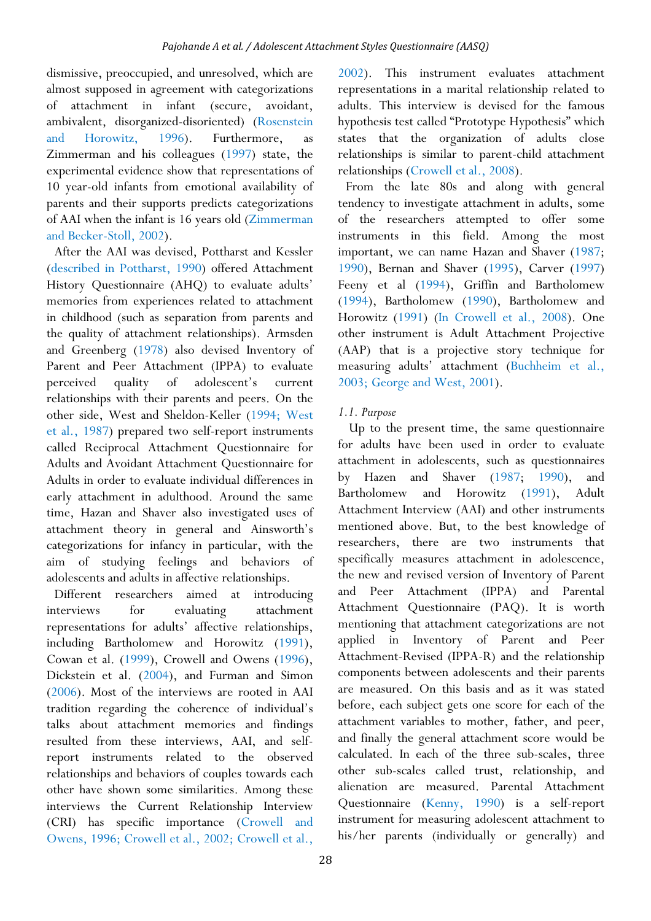dismissive, preoccupied, and unresolved, which are almost supposed in agreement with categorizations of attachment in infant (secure, avoidant, ambivalent, disorganized-disoriented) (Rosenstein and Horowitz, 1996). Furthermore, as Zimmerman and his colleagues (1997) state, the experimental evidence show that representations of 10 year-old infants from emotional availability of parents and their supports predicts categorizations of AAI when the infant is 16 years old (Zimmerman and Becker-Stoll, 2002).

After the AAI was devised, Pottharst and Kessler (described in Pottharst, 1990) offered Attachment History Questionnaire (AHQ) to evaluate adults' memories from experiences related to attachment in childhood (such as separation from parents and the quality of attachment relationships). Armsden and Greenberg (1978) also devised Inventory of Parent and Peer Attachment (IPPA) to evaluate perceived quality of adolescent's current relationships with their parents and peers. On the other side, West and Sheldon-Keller (1994; West et al., 1987) prepared two self-report instruments called Reciprocal Attachment Questionnaire for Adults and Avoidant Attachment Questionnaire for Adults in order to evaluate individual differences in early attachment in adulthood. Around the same time, Hazan and Shaver also investigated uses of attachment theory in general and Ainsworth's categorizations for infancy in particular, with the aim of studying feelings and behaviors of adolescents and adults in affective relationships.

Different researchers aimed at introducing interviews for evaluating attachment representations for adults' affective relationships, including Bartholomew and Horowitz (1991), Cowan et al. (1999), Crowell and Owens (1996), Dickstein et al. (2004), and Furman and Simon (2006). Most of the interviews are rooted in AAI tradition regarding the coherence of individual's talks about attachment memories and findings resulted from these interviews, AAI, and self-report instruments related to the observed relationships and behaviors of couples towards each other have shown some similarities. Among these interviews the Current Relationship Interview (CRI) has specific importance (Crowell and Owens, 1996; Crowell et al., 2002; Crowell et al., 2002). This instrument evaluates attachment representations in a marital relationship related to adults. This interview is devised for the famous hypothesis test called "Prototype Hypothesis" which states that the organization of adults close relationships is similar to parent-child attachment relationships (Crowell et al., 2008).

From the late 80s and along with general tendency to investigate attachment in adults, some of the researchers attempted to offer some instruments in this field. Among the most important, we can name Hazan and Shaver (1987; 1990), Bernan and Shaver (1995), Carver (1997) Feeny et al (1994), Griffin and Bartholomew (1994), Bartholomew (1990), Bartholomew and Horowitz (1991) (In Crowell et al., 2008). One other instrument is Adult Attachment Projective (AAP) that is a projective story technique for measuring adults' attachment (Buchheim et al., 2003; George and West, 2001).

### *1.1. Purpose*

Up to the present time, the same questionnaire for adults have been used in order to evaluate attachment in adolescents, such as questionnaires by Hazen and Shaver (1987; 1990), and Bartholomew and Horowitz (1991), Adult Attachment Interview (AAI) and other instruments mentioned above. But, to the best knowledge of researchers, there are two instruments that specifically measures attachment in adolescence, the new and revised version of Inventory of Parent and Peer Attachment (IPPA) and Parental Attachment Questionnaire (PAQ). It is worth mentioning that attachment categorizations are not applied in Inventory of Parent and Peer Attachment-Revised (IPPA-R) and the relationship components between adolescents and their parents are measured. On this basis and as it was stated before, each subject gets one score for each of the attachment variables to mother, father, and peer, and finally the general attachment score would be calculated. In each of the three sub-scales, three other sub-scales called trust, relationship, and alienation are measured. Parental Attachment Questionnaire (Kenny, 1990) is a self-report instrument for measuring adolescent attachment to his/her parents (individually or generally) and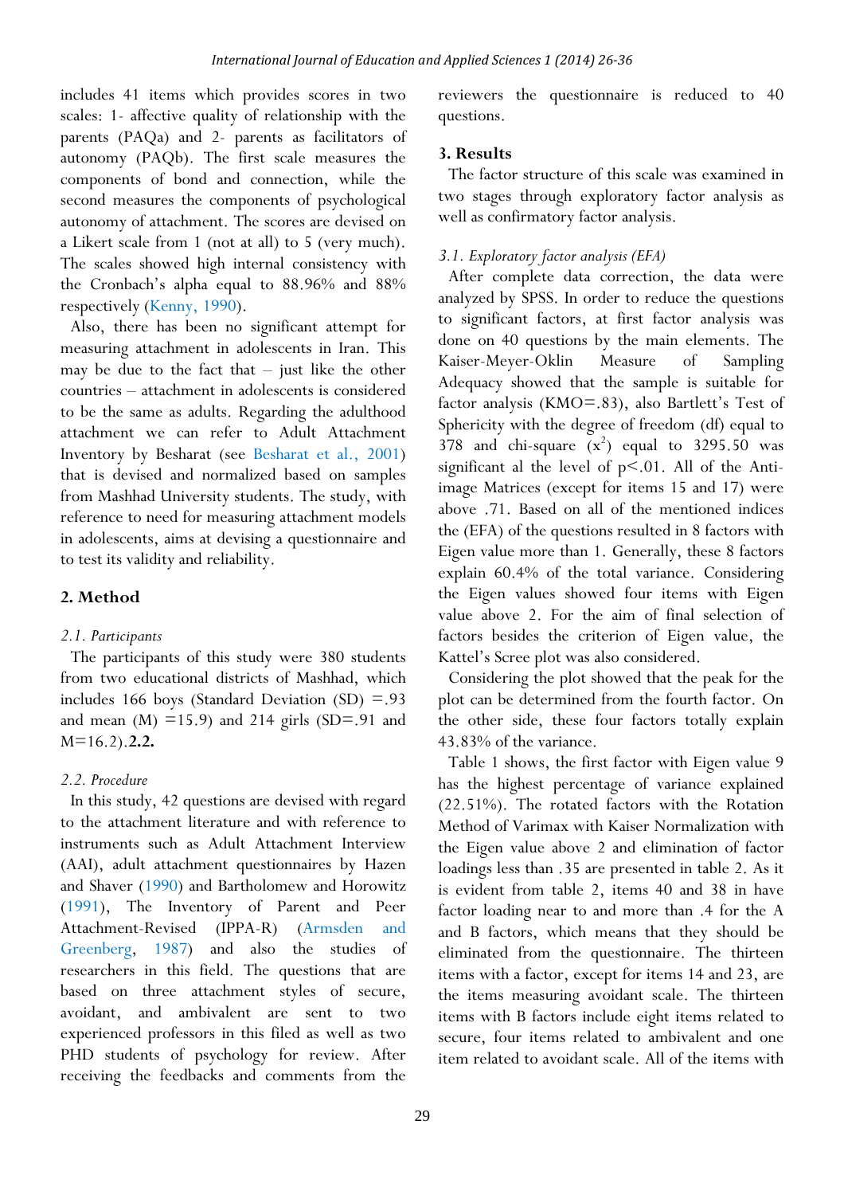includes 41 items which provides scores in two scales: 1- affective quality of relationship with the parents (PAQa) and 2- parents as facilitators of autonomy (PAQb). The first scale measures the components of bond and connection, while the second measures the components of psychological autonomy of attachment. The scores are devised on a Likert scale from 1 (not at all) to 5 (very much). The scales showed high internal consistency with the Cronbach's alpha equal to 88.96% and 88% respectively (Kenny, 1990).

Also, there has been no significant attempt for measuring attachment in adolescents in Iran. This may be due to the fact that – just like the other countries – attachment in adolescents is considered to be the same as adults. Regarding the adulthood attachment we can refer to Adult Attachment Inventory by Besharat (see Besharat et al., 2001) that is devised and normalized based on samples from Mashhad University students. The study, with reference to need for measuring attachment models in adolescents, aims at devising a questionnaire and to test its validity and reliability.

## 2. Method

### 2.1. Participants

The participants of this study were 380 students from two educational districts of Mashhad, which includes 166 boys (Standard Deviation (SD) =.93 and mean (M) =15.9) and 214 girls (SD=.91 and M=16.2).**2.2.**

### 2.2. Procedure

In this study, 42 questions are devised with regard to the attachment literature and with reference to instruments such as Adult Attachment Interview (AAI), adult attachment questionnaires by Hazen and Shaver (1990) and Bartholomew and Horowitz (1991), The Inventory of Parent and Peer Attachment-Revised (IPPA-R) (Armsden and Greenberg, 1987) and also the studies of researchers in this field. The questions that are based on three attachment styles of secure, avoidant, and ambivalent are sent to two experienced professors in this filed as well as two PHD students of psychology for review. After receiving the feedbacks and comments from the reviewers the questionnaire is reduced to 40 questions.

## 3. Results

The factor structure of this scale was examined in two stages through exploratory factor analysis as well as confirmatory factor analysis.

### 3.1. Exploratory factor analysis (EFA)

After complete data correction, the data were analyzed by SPSS. In order to reduce the questions to significant factors, at first factor analysis was done on 40 questions by the main elements. The Kaiser-Meyer-Oklin Measure of Sampling Adequacy showed that the sample is suitable for factor analysis (KMO=.83), also Bartlett's Test of Sphericity with the degree of freedom (df) equal to 378 and chi-square ($x^2$) equal to 3295.50 was significant al the level of $p<.01$. All of the Anti-image Matrices (except for items 15 and 17) were above .71. Based on all of the mentioned indices the (EFA) of the questions resulted in 8 factors with Eigen value more than 1. Generally, these 8 factors explain 60.4% of the total variance. Considering the Eigen values showed four items with Eigen value above 2. For the aim of final selection of factors besides the criterion of Eigen value, the Kattel's Scree plot was also considered.

Considering the plot showed that the peak for the plot can be determined from the fourth factor. On the other side, these four factors totally explain 43.83% of the variance.

Table 1 shows, the first factor with Eigen value 9 has the highest percentage of variance explained (22.51%). The rotated factors with the Rotation Method of Varimax with Kaiser Normalization with the Eigen value above 2 and elimination of factor loadings less than .35 are presented in table 2. As it is evident from table 2, items 40 and 38 in have factor loading near to and more than .4 for the A and B factors, which means that they should be eliminated from the questionnaire. The thirteen items with a factor, except for items 14 and 23, are the items measuring avoidant scale. The thirteen items with B factors include eight items related to secure, four items related to ambivalent and one item related to avoidant scale. All of the items with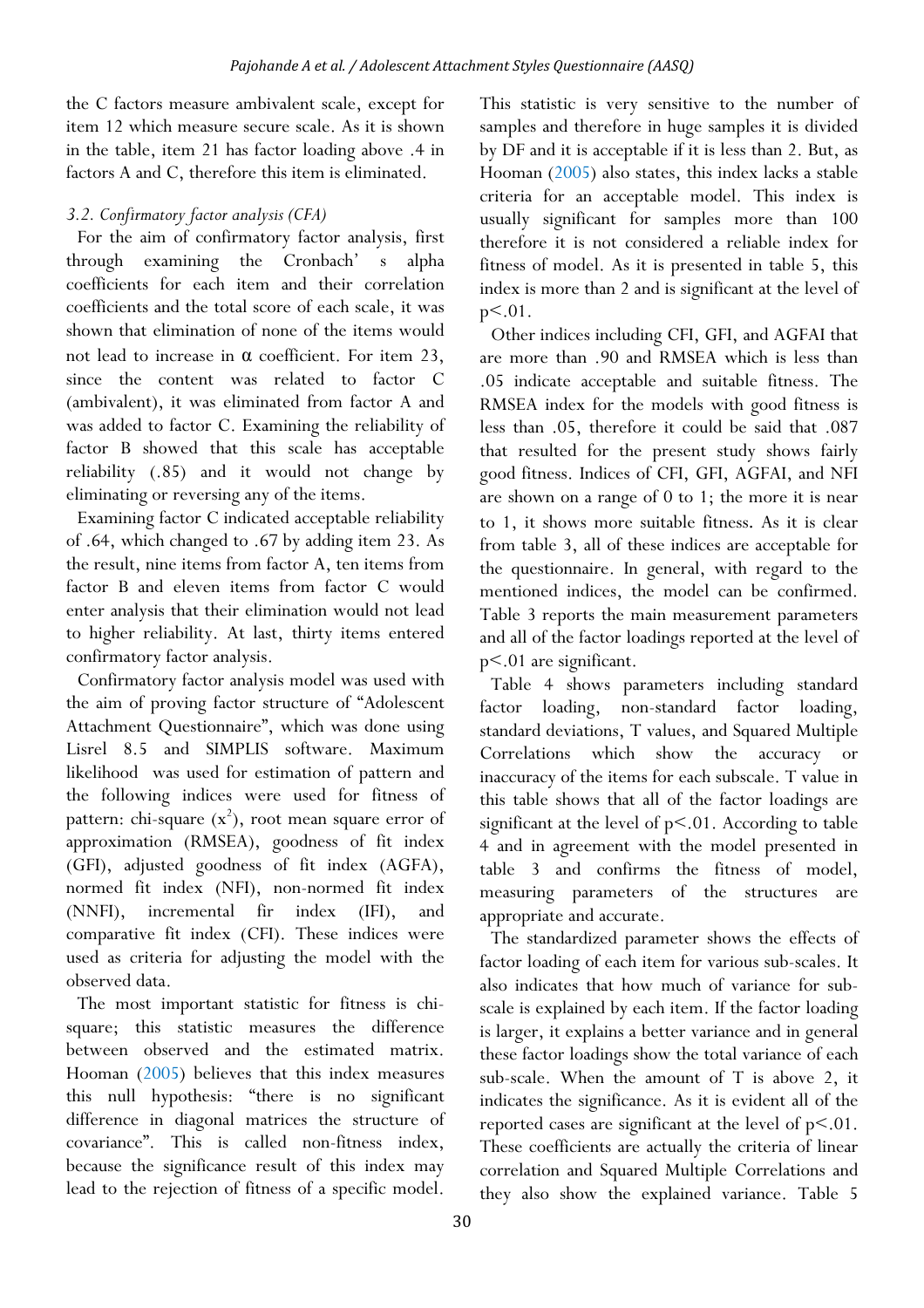the C factors measure ambivalent scale, except for item 12 which measure secure scale. As it is shown in the table, item 21 has factor loading above .4 in factors A and C, therefore this item is eliminated.

### *3.2. Confirmatory factor analysis (CFA)*

For the aim of confirmatory factor analysis, first through examining the Cronbach' s alpha coefficients for each item and their correlation coefficients and the total score of each scale, it was shown that elimination of none of the items would not lead to increase in α coefficient. For item 23, since the content was related to factor C (ambivalent), it was eliminated from factor A and was added to factor C. Examining the reliability of factor B showed that this scale has acceptable reliability (.85) and it would not change by eliminating or reversing any of the items.

Examining factor C indicated acceptable reliability of .64, which changed to .67 by adding item 23. As the result, nine items from factor A, ten items from factor B and eleven items from factor C would enter analysis that their elimination would not lead to higher reliability. At last, thirty items entered confirmatory factor analysis.

Confirmatory factor analysis model was used with the aim of proving factor structure of "Adolescent Attachment Questionnaire", which was done using Lisrel 8.5 and SIMPLIS software. Maximum likelihood was used for estimation of pattern and the following indices were used for fitness of pattern: chi-square ($x^2$), root mean square error of approximation (RMSEA), goodness of fit index (GFI), adjusted goodness of fit index (AGFA), normed fit index (NFI), non-normed fit index (NNFI), incremental fir index (IFI), and comparative fit index (CFI). These indices were used as criteria for adjusting the model with the observed data.

The most important statistic for fitness is chi-square; this statistic measures the difference between observed and the estimated matrix. Hooman (2005) believes that this index measures this null hypothesis: "there is no significant difference in diagonal matrices the structure of covariance". This is called non-fitness index, because the significance result of this index may lead to the rejection of fitness of a specific model. This statistic is very sensitive to the number of samples and therefore in huge samples it is divided by DF and it is acceptable if it is less than 2. But, as Hooman (2005) also states, this index lacks a stable criteria for an acceptable model. This index is usually significant for samples more than 100 therefore it is not considered a reliable index for fitness of model. As it is presented in table 5, this index is more than 2 and is significant at the level of $p<.01$.

Other indices including CFI, GFI, and AGFAI that are more than .90 and RMSEA which is less than .05 indicate acceptable and suitable fitness. The RMSEA index for the models with good fitness is less than .05, therefore it could be said that .087 that resulted for the present study shows fairly good fitness. Indices of CFI, GFI, AGFAI, and NFI are shown on a range of 0 to 1; the more it is near to 1, it shows more suitable fitness. As it is clear from table 3, all of these indices are acceptable for the questionnaire. In general, with regard to the mentioned indices, the model can be confirmed. Table 3 reports the main measurement parameters and all of the factor loadings reported at the level of $p<.01$ are significant.

Table 4 shows parameters including standard factor loading, non-standard factor loading, standard deviations, T values, and Squared Multiple Correlations which show the accuracy or inaccuracy of the items for each subscale. T value in this table shows that all of the factor loadings are significant at the level of $p<.01$. According to table 4 and in agreement with the model presented in table 3 and confirms the fitness of model, measuring parameters of the structures are appropriate and accurate.

The standardized parameter shows the effects of factor loading of each item for various sub-scales. It also indicates that how much of variance for sub-scale is explained by each item. If the factor loading is larger, it explains a better variance and in general these factor loadings show the total variance of each sub-scale. When the amount of T is above 2, it indicates the significance. As it is evident all of the reported cases are significant at the level of $p<.01$. These coefficients are actually the criteria of linear correlation and Squared Multiple Correlations and they also show the explained variance. Table 5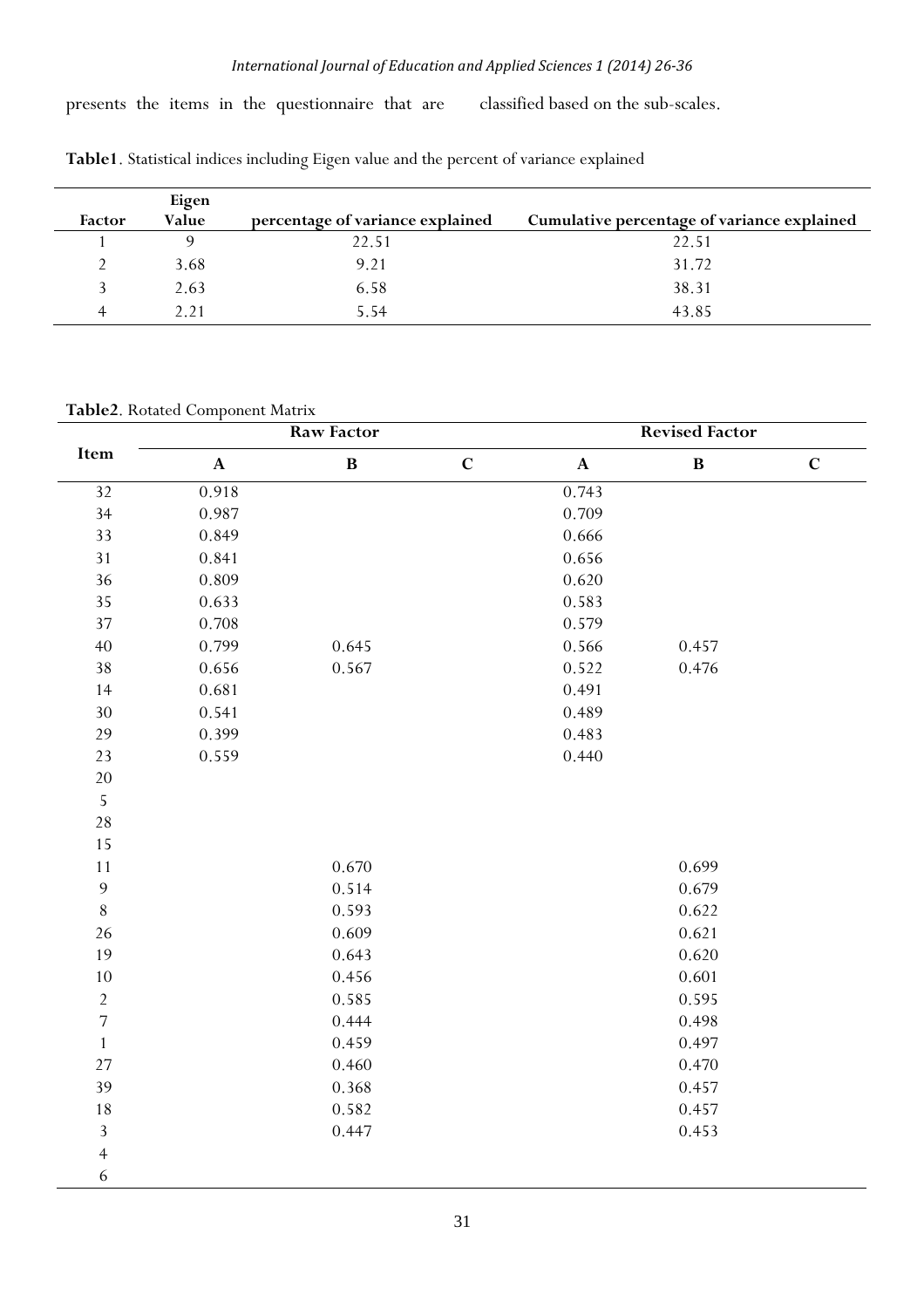presents the items in the questionnaire that are classified based on the sub-scales.

**Table1**. Statistical indices including Eigen value and the percent of variance explained

| Factor | Eigen Value | percentage of variance explained | Cumulative percentage of variance explained |
|---|---|---|---|
| 1 | 9 | 22.51 | 22.51 |
| 2 | 3.68 | 9.21 | 31.72 |
| 3 | 2.63 | 6.58 | 38.31 |
| 4 | 2.21 | 5.54 | 43.85 |

**Table2**. Rotated Component Matrix

| Item | Raw Factor | | | Revised Factor | | |
|---|---|---|---|---|---|---|
| | A | B | C | A | B | C |
| 32 | 0.918 | | | 0.743 | | |
| 34 | 0.987 | | | 0.709 | | |
| 33 | 0.849 | | | 0.666 | | |
| 31 | 0.841 | | | 0.656 | | |
| 36 | 0.809 | | | 0.620 | | |
| 35 | 0.633 | | | 0.583 | | |
| 37 | 0.708 | | | 0.579 | | |
| 40 | 0.799 | 0.645 | | 0.566 | 0.457 | |
| 38 | 0.656 | 0.567 | | 0.522 | 0.476 | |
| 14 | 0.681 | | | 0.491 | | |
| 30 | 0.541 | | | 0.489 | | |
| 29 | 0.399 | | | 0.483 | | |
| 23 | 0.559 | | | 0.440 | | |
| 20 | | | | | | |
| 5 | | | | | | |
| 28 | | | | | | |
| 15 | | | | | | |
| 11 | | 0.670 | | | 0.699 | |
| 9 | | 0.514 | | | 0.679 | |
| 8 | | 0.593 | | | 0.622 | |
| 26 | | 0.609 | | | 0.621 | |
| 19 | | 0.643 | | | 0.620 | |
| 10 | | 0.456 | | | 0.601 | |
| 2 | | 0.585 | | | 0.595 | |
| 7 | | 0.444 | | | 0.498 | |
| 1 | | 0.459 | | | 0.497 | |
| 27 | | 0.460 | | | 0.470 | |
| 39 | | 0.368 | | | 0.457 | |
| 18 | | 0.582 | | | 0.457 | |
| 3 | | 0.447 | | | 0.453 | |
| 4 | | | | | | |
| 6 | | | | | | |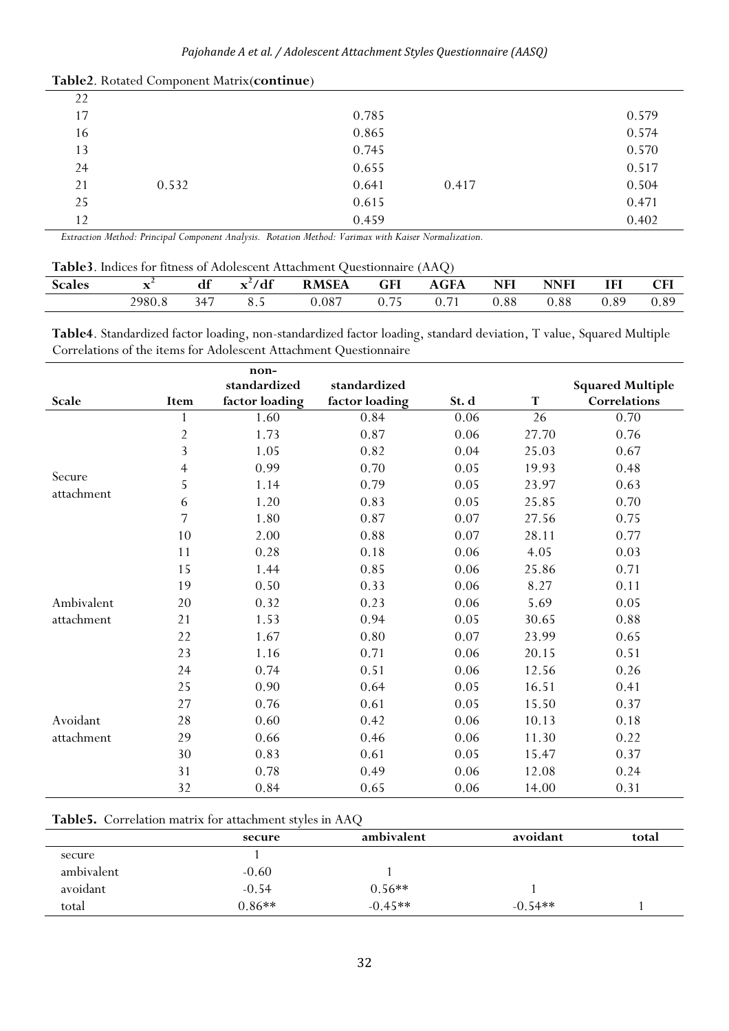**Table2**. Rotated Component Matrix(**continue**)

| | | | | |
|---|---|---|---|---|
| 22 | | | | |
| 17 | | 0.785 | | 0.579 |
| 16 | | 0.865 | | 0.574 |
| 13 | | 0.745 | | 0.570 |
| 24 | | 0.655 | | 0.517 |
| 21 | 0.532 | 0.641 | 0.417 | 0.504 |
| 25 | | 0.615 | | 0.471 |
| 12 | | 0.459 | | 0.402 |

*Extraction Method: Principal Component Analysis. Rotation Method: Varimax with Kaiser Normalization.*

**Table3**. Indices for fitness of Adolescent Attachment Questionnaire (AAQ)

| Scales | $x^2$ | df | $x^2/df$ | RMSEA | GFI | AGFA | NFI | NNFI | IFI | CFI |
|---|---|---|---|---|---|---|---|---|---|---|
| | 2980.8 | 347 | 8.5 | 0.087 | 0.75 | 0.71 | 0.88 | 0.88 | 0.89 | 0.89 |

**Table4**. Standardized factor loading, non-standardized factor loading, standard deviation, T value, Squared Multiple Correlations of the items for Adolescent Attachment Questionnaire

| Scale | Item | non-standardized factor loading | standardized factor loading | St. d | T | Squared Multiple Correlations |
|---|---|---|---|---|---|---|
| Secure attachment | 1 | 1.60 | 0.84 | 0.06 | 26 | 0.70 |
| | 2 | 1.73 | 0.87 | 0.06 | 27.70 | 0.76 |
| | 3 | 1.05 | 0.82 | 0.04 | 25.03 | 0.67 |
| | 4 | 0.99 | 0.70 | 0.05 | 19.93 | 0.48 |
| | 5 | 1.14 | 0.79 | 0.05 | 23.97 | 0.63 |
| | 6 | 1.20 | 0.83 | 0.05 | 25.85 | 0.70 |
| | 7 | 1.80 | 0.87 | 0.07 | 27.56 | 0.75 |
| | 10 | 2.00 | 0.88 | 0.07 | 28.11 | 0.77 |
| | 11 | 0.28 | 0.18 | 0.06 | 4.05 | 0.03 |
| Ambivalent attachment | 15 | 1.44 | 0.85 | 0.06 | 25.86 | 0.71 |
| | 19 | 0.50 | 0.33 | 0.06 | 8.27 | 0.11 |
| | 20 | 0.32 | 0.23 | 0.06 | 5.69 | 0.05 |
| | 21 | 1.53 | 0.94 | 0.05 | 30.65 | 0.88 |
| | 22 | 1.67 | 0.80 | 0.07 | 23.99 | 0.65 |
| | 23 | 1.16 | 0.71 | 0.06 | 20.15 | 0.51 |
| | 24 | 0.74 | 0.51 | 0.06 | 12.56 | 0.26 |
| | 25 | 0.90 | 0.64 | 0.05 | 16.51 | 0.41 |
| Avoidant attachment | 27 | 0.76 | 0.61 | 0.05 | 15.50 | 0.37 |
| | 28 | 0.60 | 0.42 | 0.06 | 10.13 | 0.18 |
| | 29 | 0.66 | 0.46 | 0.06 | 11.30 | 0.22 |
| | 30 | 0.83 | 0.61 | 0.05 | 15.47 | 0.37 |
| | 31 | 0.78 | 0.49 | 0.06 | 12.08 | 0.24 |
| | 32 | 0.84 | 0.65 | 0.06 | 14.00 | 0.31 |

**Table5.** Correlation matrix for attachment styles in AAQ

| | secure | ambivalent | avoidant | total |
|---|---|---|---|---|
| secure | 1 | | | |
| ambivalent | -0.60 | 1 | | |
| avoidant | -0.54 | 0.56** | 1 | |
| total | 0.86** | -0.45** | -0.54** | 1 |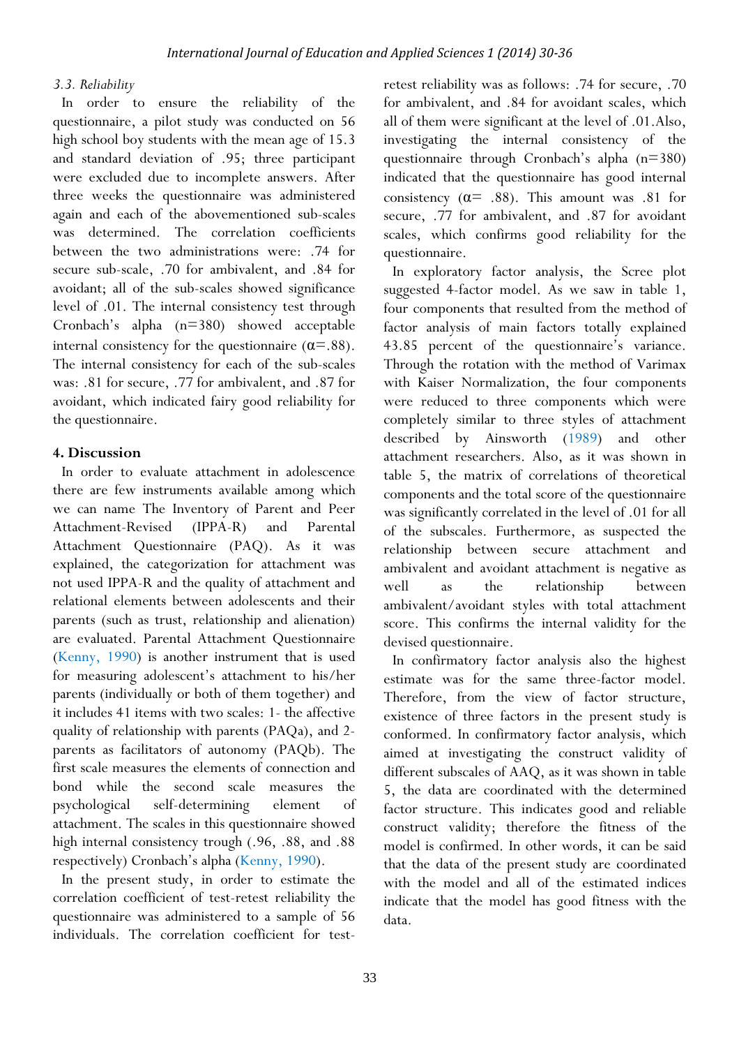### 3.3. Reliability

In order to ensure the reliability of the questionnaire, a pilot study was conducted on 56 high school boy students with the mean age of 15.3 and standard deviation of .95; three participant were excluded due to incomplete answers. After three weeks the questionnaire was administered again and each of the abovementioned sub-scales was determined. The correlation coefficients between the two administrations were: .74 for secure sub-scale, .70 for ambivalent, and .84 for avoidant; all of the sub-scales showed significance level of .01. The internal consistency test through Cronbach's alpha (n=380) showed acceptable internal consistency for the questionnaire (α=.88). The internal consistency for each of the sub-scales was: .81 for secure, .77 for ambivalent, and .87 for avoidant, which indicated fairy good reliability for the questionnaire.

## 4. Discussion

In order to evaluate attachment in adolescence there are few instruments available among which we can name The Inventory of Parent and Peer Attachment-Revised (IPPA-R) and Parental Attachment Questionnaire (PAQ). As it was explained, the categorization for attachment was not used IPPA-R and the quality of attachment and relational elements between adolescents and their parents (such as trust, relationship and alienation) are evaluated. Parental Attachment Questionnaire (Kenny, 1990) is another instrument that is used for measuring adolescent's attachment to his/her parents (individually or both of them together) and it includes 41 items with two scales: 1- the affective quality of relationship with parents (PAQa), and 2- parents as facilitators of autonomy (PAQb). The first scale measures the elements of connection and bond while the second scale measures the psychological self-determining element of attachment. The scales in this questionnaire showed high internal consistency trough (.96, .88, and .88 respectively) Cronbach's alpha (Kenny, 1990).

In the present study, in order to estimate the correlation coefficient of test-retest reliability the questionnaire was administered to a sample of 56 individuals. The correlation coefficient for test-retest reliability was as follows: .74 for secure, .70 for ambivalent, and .84 for avoidant scales, which all of them were significant at the level of .01.Also, investigating the internal consistency of the questionnaire through Cronbach's alpha (n=380) indicated that the questionnaire has good internal consistency (α= .88). This amount was .81 for secure, .77 for ambivalent, and .87 for avoidant scales, which confirms good reliability for the questionnaire.

In exploratory factor analysis, the Scree plot suggested 4-factor model. As we saw in table 1, four components that resulted from the method of factor analysis of main factors totally explained 43.85 percent of the questionnaire's variance. Through the rotation with the method of Varimax with Kaiser Normalization, the four components were reduced to three components which were completely similar to three styles of attachment described by Ainsworth (1989) and other attachment researchers. Also, as it was shown in table 5, the matrix of correlations of theoretical components and the total score of the questionnaire was significantly correlated in the level of .01 for all of the subscales. Furthermore, as suspected the relationship between secure attachment and ambivalent and avoidant attachment is negative as well as the relationship between ambivalent/avoidant styles with total attachment score. This confirms the internal validity for the devised questionnaire.

In confirmatory factor analysis also the highest estimate was for the same three-factor model. Therefore, from the view of factor structure, existence of three factors in the present study is conformed. In confirmatory factor analysis, which aimed at investigating the construct validity of different subscales of AAQ, as it was shown in table 5, the data are coordinated with the determined factor structure. This indicates good and reliable construct validity; therefore the fitness of the model is confirmed. In other words, it can be said that the data of the present study are coordinated with the model and all of the estimated indices indicate that the model has good fitness with the data.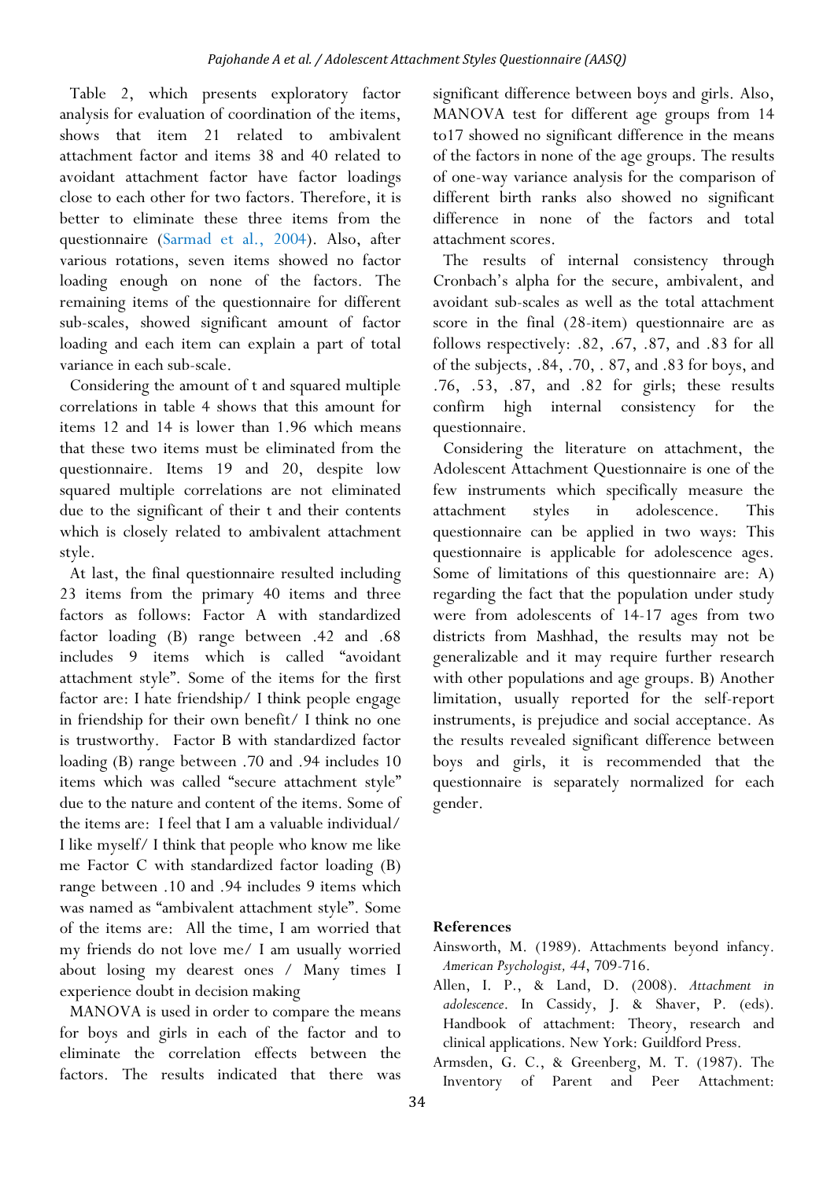Table 2, which presents exploratory factor analysis for evaluation of coordination of the items, shows that item 21 related to ambivalent attachment factor and items 38 and 40 related to avoidant attachment factor have factor loadings close to each other for two factors. Therefore, it is better to eliminate these three items from the questionnaire (Sarmad et al., 2004). Also, after various rotations, seven items showed no factor loading enough on none of the factors. The remaining items of the questionnaire for different sub-scales, showed significant amount of factor loading and each item can explain a part of total variance in each sub-scale.

Considering the amount of t and squared multiple correlations in table 4 shows that this amount for items 12 and 14 is lower than 1.96 which means that these two items must be eliminated from the questionnaire. Items 19 and 20, despite low squared multiple correlations are not eliminated due to the significant of their t and their contents which is closely related to ambivalent attachment style.

At last, the final questionnaire resulted including 23 items from the primary 40 items and three factors as follows: Factor A with standardized factor loading (B) range between .42 and .68 includes 9 items which is called "avoidant attachment style". Some of the items for the first factor are: I hate friendship/ I think people engage in friendship for their own benefit/ I think no one is trustworthy. Factor B with standardized factor loading (B) range between .70 and .94 includes 10 items which was called "secure attachment style" due to the nature and content of the items. Some of the items are: I feel that I am a valuable individual/ I like myself/ I think that people who know me like me Factor C with standardized factor loading (B) range between .10 and .94 includes 9 items which was named as "ambivalent attachment style". Some of the items are: All the time, I am worried that my friends do not love me/ I am usually worried about losing my dearest ones / Many times I experience doubt in decision making

MANOVA is used in order to compare the means for boys and girls in each of the factor and to eliminate the correlation effects between the factors. The results indicated that there was significant difference between boys and girls. Also, MANOVA test for different age groups from 14 to17 showed no significant difference in the means of the factors in none of the age groups. The results of one-way variance analysis for the comparison of different birth ranks also showed no significant difference in none of the factors and total attachment scores.

The results of internal consistency through Cronbach's alpha for the secure, ambivalent, and avoidant sub-scales as well as the total attachment score in the final (28-item) questionnaire are as follows respectively: .82, .67, .87, and .83 for all of the subjects, .84, .70, . 87, and .83 for boys, and .76, .53, .87, and .82 for girls; these results confirm high internal consistency for the questionnaire.

Considering the literature on attachment, the Adolescent Attachment Questionnaire is one of the few instruments which specifically measure the attachment styles in adolescence. This questionnaire can be applied in two ways: This questionnaire is applicable for adolescence ages. Some of limitations of this questionnaire are: A) regarding the fact that the population under study were from adolescents of 14-17 ages from two districts from Mashhad, the results may not be generalizable and it may require further research with other populations and age groups. B) Another limitation, usually reported for the self-report instruments, is prejudice and social acceptance. As the results revealed significant difference between boys and girls, it is recommended that the questionnaire is separately normalized for each gender.

## References

Ainsworth, M. (1989). Attachments beyond infancy. *American Psychologist, 44*, 709-716.

Allen, I. P., & Land, D. (2008). *Attachment in adolescence*. In Cassidy, J. & Shaver, P. (eds). Handbook of attachment: Theory, research and clinical applications. New York: Guildford Press.

Armsden, G. C., & Greenberg, M. T. (1987). The Inventory of Parent and Peer Attachment: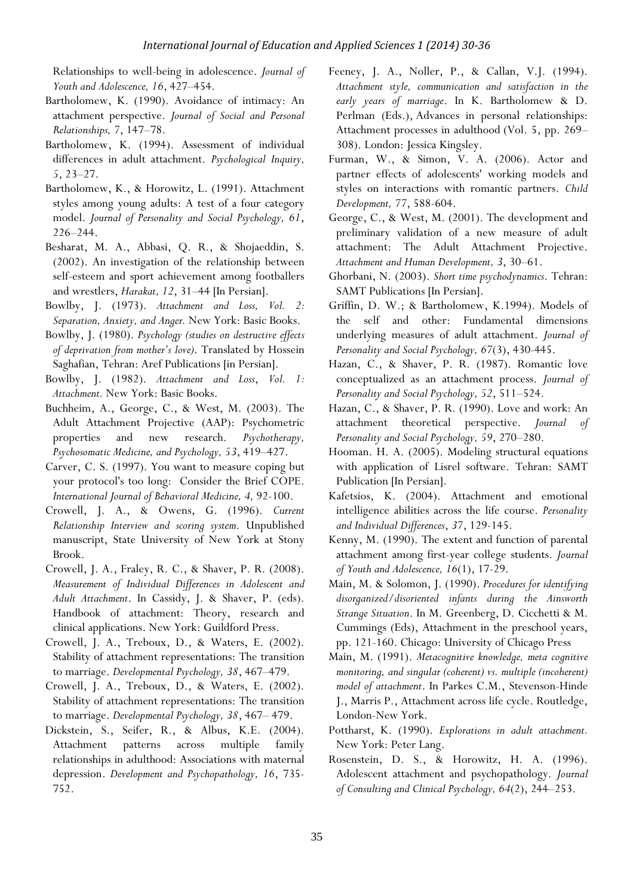Relationships to well-being in adolescence. *Journal of Youth and Adolescence, 16*, 427–454.

Bartholomew, K. (1990). Avoidance of intimacy: An attachment perspective. *Journal of Social and Personal Relationships,* 7, 147–78.

Bartholomew, K. (1994). Assessment of individual differences in adult attachment. *Psychological Inquiry, 5*, 23–27.

Bartholomew, K., & Horowitz, L. (1991). Attachment styles among young adults: A test of a four category model. *Journal of Personality and Social Psychology, 61*, 226–244.

Besharat, M. A., Abbasi, Q. R., & Shojaeddin, S. (2002). An investigation of the relationship between self-esteem and sport achievement among footballers and wrestlers, *Harakat, 12*, 31–44 [In Persian].

Bowlby, J. (1973). *Attachment and Loss, Vol. 2: Separation, Anxiety, and Anger.* New York: Basic Books.

Bowlby, J. (1980). *Psychology (studies on destructive effects of deprivation from mother's love).* Translated by Hossein Saghafian, Tehran: Aref Publications [in Persian].

Bowlby, J. (1982). *Attachment and Loss*, *Vol. 1: Attachment.* New York: Basic Books.

Buchheim, A., George, C., & West, M. (2003). The Adult Attachment Projective (AAP): Psychometric properties and new research. *Psychotherapy, Psychosomatic Medicine, and Psychology, 53*, 419–427.

Carver, C. S. (1997). You want to measure coping but your protocol's too long: Consider the Brief COPE. *International Journal of Behavioral Medicine, 4,* 92-100.

Crowell, J. A., & Owens, G. (1996). *Current Relationship Interview and scoring system*. Unpublished manuscript, State University of New York at Stony Brook.

Crowell, J. A., Fraley, R. C., & Shaver, P. R. (2008). *Measurement of Individual Differences in Adolescent and Adult Attachment*. In Cassidy, J. & Shaver, P. (eds). Handbook of attachment: Theory, research and clinical applications. New York: Guildford Press.

Crowell, J. A., Treboux, D., & Waters, E. (2002). Stability of attachment representations: The transition to marriage. *Developmental Psychology, 38*, 467–479.

Crowell, J. A., Treboux, D., & Waters, E. (2002). Stability of attachment representations: The transition to marriage. *Developmental Psychology, 38*, 467– 479.

Dickstein, S., Seifer, R., & Albus, K.E. (2004). Attachment patterns across multiple family relationships in adulthood: Associations with maternal depression. *Development and Psychopathology, 16*, 735-752.

Feeney, J. A., Noller, P., & Callan, V.J. (1994). *Attachment style, communication and satisfaction in the early years of marriage*. In K. Bartholomew & D. Perlman (Eds.), Advances in personal relationships: Attachment processes in adulthood (Vol. 5, pp. 269–308). London: Jessica Kingsley.

Furman, W., & Simon, V. A. (2006). Actor and partner effects of adolescents' working models and styles on interactions with romantic partners. *Child Development, 77*, 588-604.

George, C., & West, M. (2001). The development and preliminary validation of a new measure of adult attachment: The Adult Attachment Projective. *Attachment and Human Development, 3*, 30–61.

Ghorbani, N. (2003). *Short time psychodynamics*. Tehran: SAMT Publications [In Persian].

Griffin, D. W.; & Bartholomew, K.1994). Models of the self and other: Fundamental dimensions underlying measures of adult attachment. *Journal of Personality and Social Psychology, 67*(3), 430-445.

Hazan, C., & Shaver, P. R. (1987). Romantic love conceptualized as an attachment process. *Journal of Personality and Social Psychology, 52*, 511–524.

Hazan, C., & Shaver, P. R. (1990). Love and work: An attachment theoretical perspective. *Journal of Personality and Social Psychology, 59*, 270–280.

Hooman. H. A. (2005). Modeling structural equations with application of Lisrel software. Tehran: SAMT Publication [In Persian].

Kafetsios, K. (2004). Attachment and emotional intelligence abilities across the life course. *Personality and Individual Differences*, *37*, 129-145.

Kenny, M. (1990). The extent and function of parental attachment among first-year college students. *Journal of Youth and Adolescence, 16*(1), 17-29.

Main, M. & Solomon, J. (1990). *Procedures for identifying disorganized/disoriented infants during the Ainsworth Strange Situation*. In M. Greenberg, D. Cicchetti & M. Cummings (Eds), Attachment in the preschool years, pp. 121-160. Chicago: University of Chicago Press

Main, M. (1991). *Metacognitive knowledge, meta cognitive monitoring, and singular (coherent) vs. multiple (incoherent) model of attachment*. In Parkes C.M., Stevenson-Hinde J., Marris P., Attachment across life cycle. Routledge, London-New York.

Pottharst, K. (1990). *Explorations in adult attachment.* New York: Peter Lang.

Rosenstein, D. S., & Horowitz, H. A. (1996). Adolescent attachment and psychopathology. *Journal of Consulting and Clinical Psychology, 64*(2), 244–253.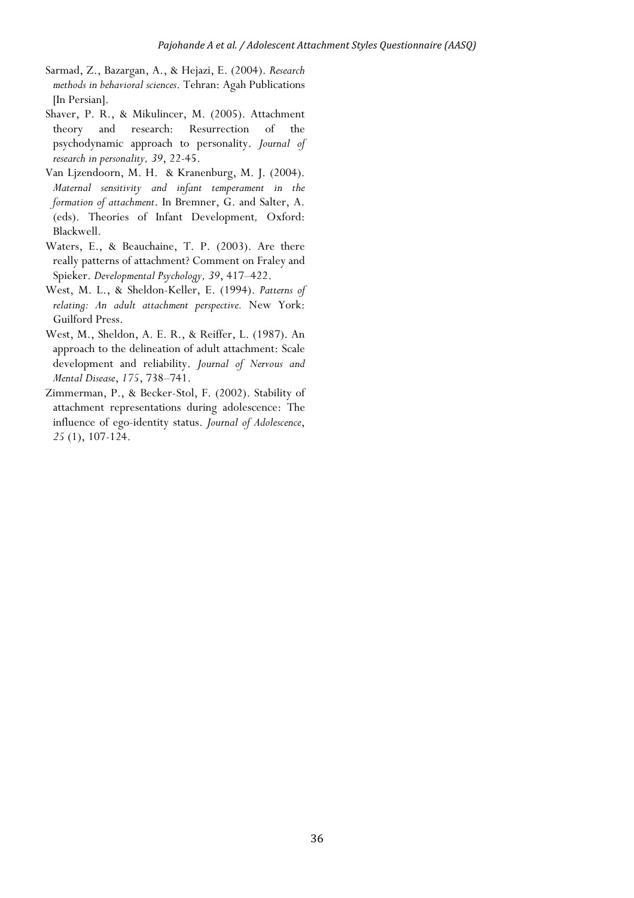Sarmad, Z., Bazargan, A., & Hejazi, E. (2004). *Research methods in behavioral sciences*. Tehran: Agah Publications [In Persian].

Shaver, P. R., & Mikulincer, M. (2005). Attachment theory and research: Resurrection of the psychodynamic approach to personality. *Journal of research in personality, 39*, 22-45.

Van Ljzendoorn, M. H. & Kranenburg, M. J. (2004). *Maternal sensitivity and infant temperament in the formation of attachment*. In Bremner, G. and Salter, A. (eds). Theories of Infant Development, Oxford: Blackwell.

Waters, E., & Beauchaine, T. P. (2003). Are there really patterns of attachment? Comment on Fraley and Spieker. *Developmental Psychology, 39*, 417–422.

West, M. L., & Sheldon-Keller, E. (1994). *Patterns of relating: An adult attachment perspective.* New York: Guilford Press.

West, M., Sheldon, A. E. R., & Reiffer, L. (1987). An approach to the delineation of adult attachment: Scale development and reliability. *Journal of Nervous and Mental Disease*, *175*, 738–741.

Zimmerman, P., & Becker-Stol, F. (2002). Stability of attachment representations during adolescence: The influence of ego-identity status. *Journal of Adolescence*, *25* (1), 107-124.